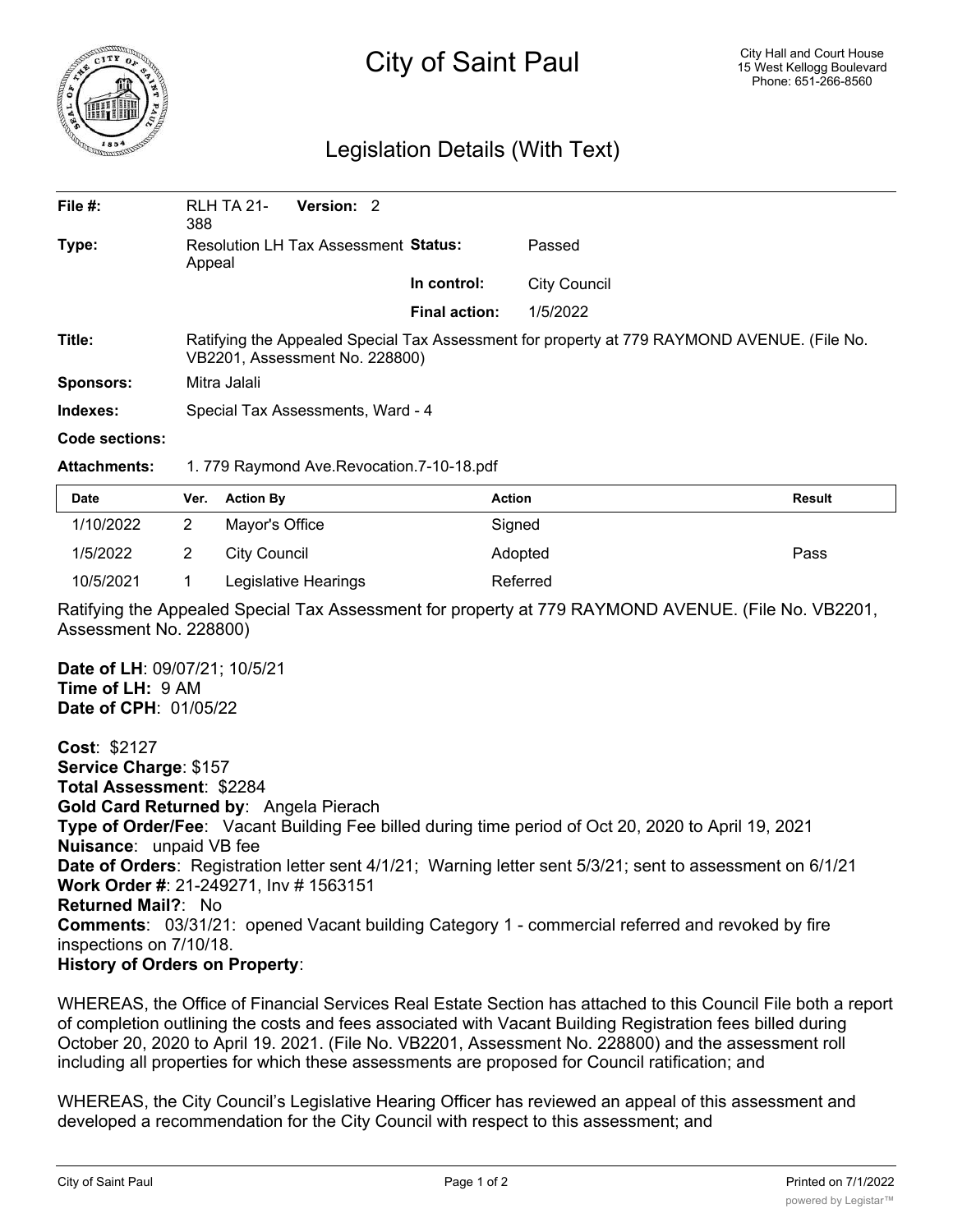# City of Saint Paul

City Hall and Court House
15 West Kellogg Boulevard
Phone: 651-266-8560

## Legislation Details (With Text)

| | | | |
|---|---|---|---|
| **File #:** | RLH TA 21-388 **Version:** 2 | | |
| **Type:** | Resolution LH Tax Assessment Appeal | **Status:** | Passed |
| | | **In control:** | City Council |
| | | **Final action:** | 1/5/2022 |
| **Title:** | Ratifying the Appealed Special Tax Assessment for property at 779 RAYMOND AVENUE. (File No. VB2201, Assessment No. 228800) | | |
| **Sponsors:** | Mitra Jalali | | |
| **Indexes:** | Special Tax Assessments, Ward - 4 | | |
| **Code sections:** | | | |
| **Attachments:** | 1. 779 Raymond Ave.Revocation.7-10-18.pdf | | |

| Date | Ver. | Action By | Action | Result |
|---|---|---|---|---|
| 1/10/2022 | 2 | Mayor's Office | Signed | |
| 1/5/2022 | 2 | City Council | Adopted | Pass |
| 10/5/2021 | 1 | Legislative Hearings | Referred | |

Ratifying the Appealed Special Tax Assessment for property at 779 RAYMOND AVENUE. (File No. VB2201, Assessment No. 228800)

**Date of LH**: 09/07/21; 10/5/21
**Time of LH:** 9 AM
**Date of CPH**: 01/05/22

**Cost**: $2127
**Service Charge**: $157
**Total Assessment**: $2284
**Gold Card Returned by**: Angela Pierach
**Type of Order/Fee**: Vacant Building Fee billed during time period of Oct 20, 2020 to April 19, 2021
**Nuisance**: unpaid VB fee
**Date of Orders**: Registration letter sent 4/1/21; Warning letter sent 5/3/21; sent to assessment on 6/1/21
**Work Order #**: 21-249271, Inv # 1563151
**Returned Mail?**: No
**Comments**: 03/31/21: opened Vacant building Category 1 - commercial referred and revoked by fire inspections on 7/10/18.
**History of Orders on Property**:

WHEREAS, the Office of Financial Services Real Estate Section has attached to this Council File both a report of completion outlining the costs and fees associated with Vacant Building Registration fees billed during October 20, 2020 to April 19. 2021. (File No. VB2201, Assessment No. 228800) and the assessment roll including all properties for which these assessments are proposed for Council ratification; and

WHEREAS, the City Council's Legislative Hearing Officer has reviewed an appeal of this assessment and developed a recommendation for the City Council with respect to this assessment; and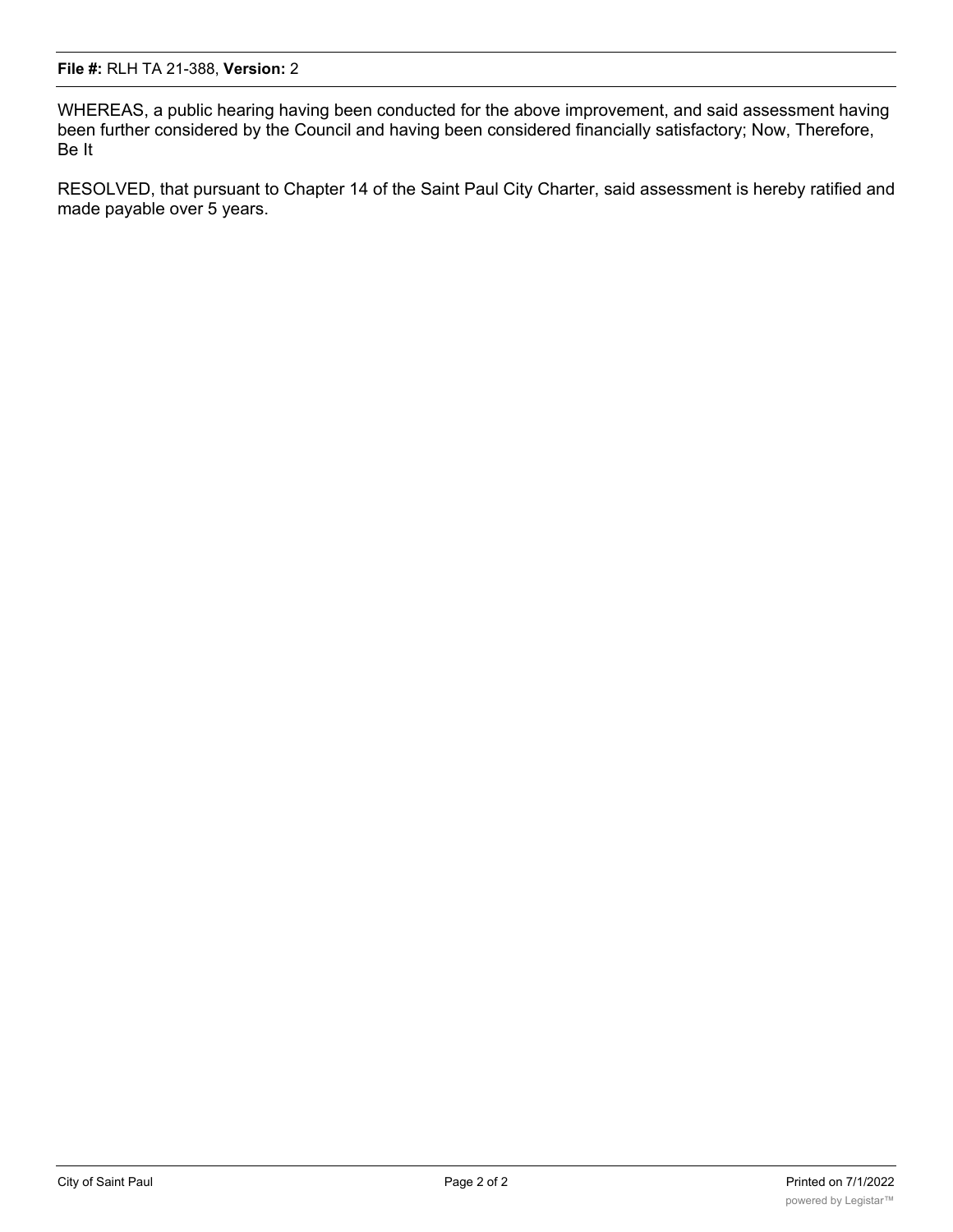WHEREAS, a public hearing having been conducted for the above improvement, and said assessment having been further considered by the Council and having been considered financially satisfactory; Now, Therefore, Be It

RESOLVED, that pursuant to Chapter 14 of the Saint Paul City Charter, said assessment is hereby ratified and made payable over 5 years.